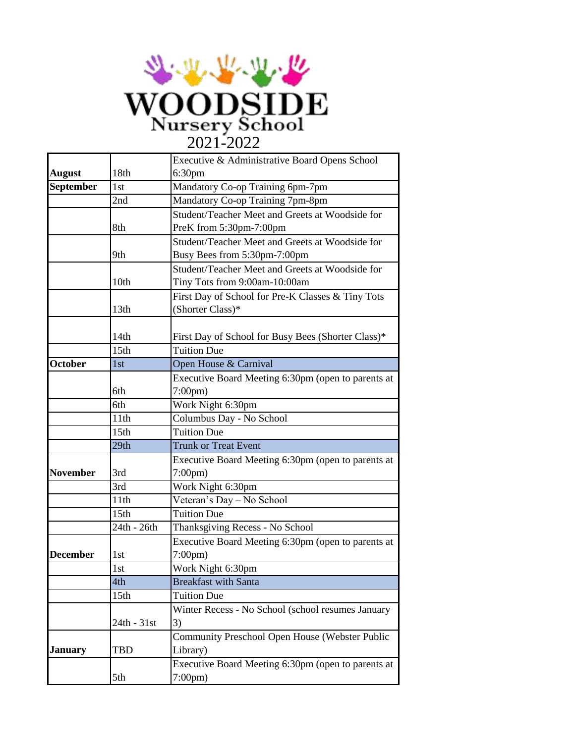# WOODSIDE
## Nursery School
### 2021-2022

| | | |
|---|---|---|
| **August** | 18th | Executive & Administrative Board Opens School 6:30pm |
| **September** | 1st | Mandatory Co-op Training 6pm-7pm |
| | 2nd | Mandatory Co-op Training 7pm-8pm |
| | 8th | Student/Teacher Meet and Greets at Woodside for PreK from 5:30pm-7:00pm |
| | 9th | Student/Teacher Meet and Greets at Woodside for Busy Bees from 5:30pm-7:00pm |
| | 10th | Student/Teacher Meet and Greets at Woodside for Tiny Tots from 9:00am-10:00am |
| | 13th | First Day of School for Pre-K Classes & Tiny Tots (Shorter Class)* |
| | 14th | First Day of School for Busy Bees (Shorter Class)* |
| | 15th | Tuition Due |
| **October** | 1st | Open House & Carnival |
| | 6th | Executive Board Meeting 6:30pm (open to parents at 7:00pm) |
| | 6th | Work Night 6:30pm |
| | 11th | Columbus Day - No School |
| | 15th | Tuition Due |
| | 29th | Trunk or Treat Event |
| **November** | 3rd | Executive Board Meeting 6:30pm (open to parents at 7:00pm) |
| | 3rd | Work Night 6:30pm |
| | 11th | Veteran's Day – No School |
| | 15th | Tuition Due |
| | 24th - 26th | Thanksgiving Recess - No School |
| **December** | 1st | Executive Board Meeting 6:30pm (open to parents at 7:00pm) |
| | 1st | Work Night 6:30pm |
| | 4th | Breakfast with Santa |
| | 15th | Tuition Due |
| | 24th - 31st | Winter Recess - No School (school resumes January 3) |
| **January** | TBD | Community Preschool Open House (Webster Public Library) |
| | 5th | Executive Board Meeting 6:30pm (open to parents at 7:00pm) |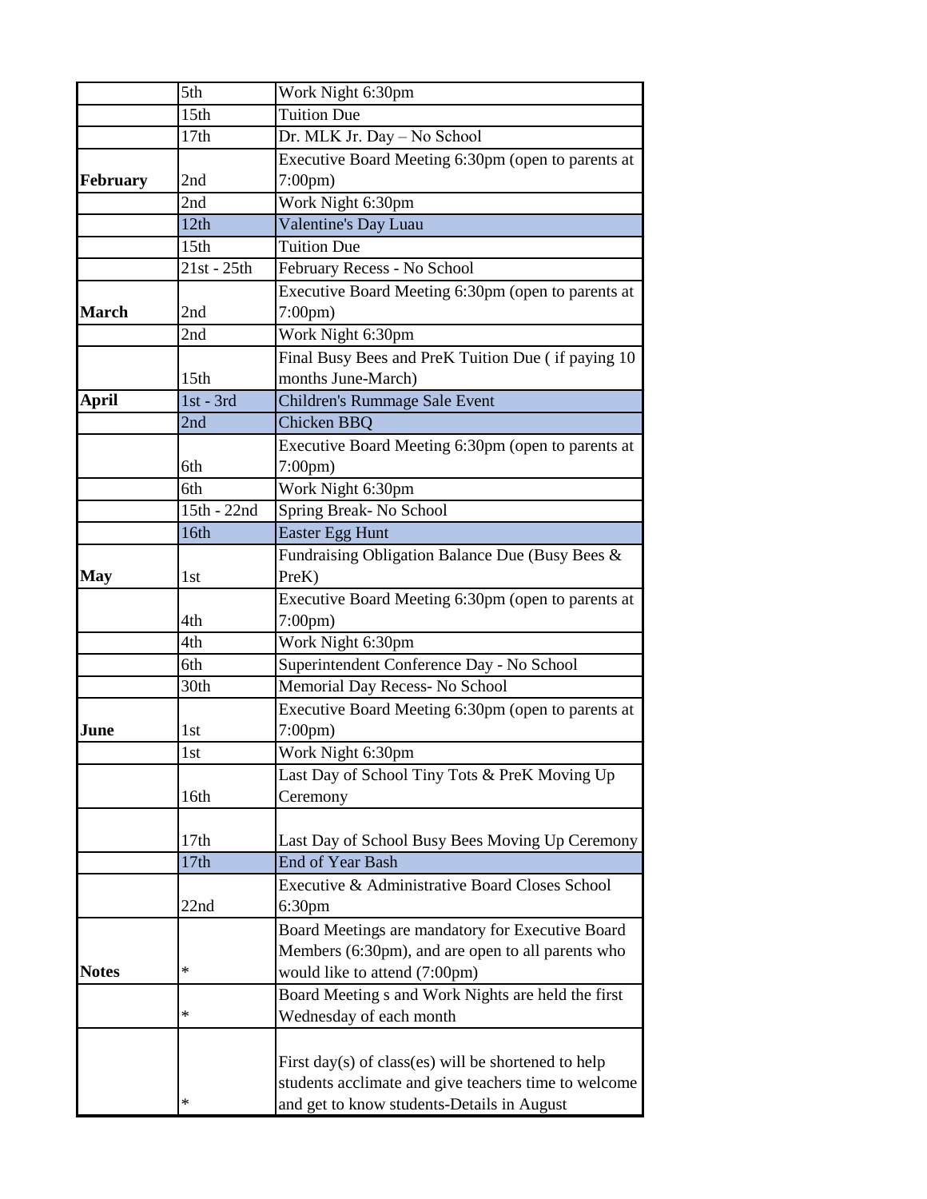| | | |
|---|---|---|
| | 5th | Work Night 6:30pm |
| | 15th | Tuition Due |
| | 17th | Dr. MLK Jr. Day – No School |
| **February** | 2nd | Executive Board Meeting 6:30pm (open to parents at 7:00pm) |
| | 2nd | Work Night 6:30pm |
| | 12th | Valentine's Day Luau |
| | 15th | Tuition Due |
| | 21st - 25th | February Recess - No School |
| **March** | 2nd | Executive Board Meeting 6:30pm (open to parents at 7:00pm) |
| | 2nd | Work Night 6:30pm |
| | 15th | Final Busy Bees and PreK Tuition Due ( if paying 10 months June-March) |
| **April** | 1st - 3rd | Children's Rummage Sale Event |
| | 2nd | Chicken BBQ |
| | 6th | Executive Board Meeting 6:30pm (open to parents at 7:00pm) |
| | 6th | Work Night 6:30pm |
| | 15th - 22nd | Spring Break- No School |
| | 16th | Easter Egg Hunt |
| **May** | 1st | Fundraising Obligation Balance Due (Busy Bees & PreK) |
| | 4th | Executive Board Meeting 6:30pm (open to parents at 7:00pm) |
| | 4th | Work Night 6:30pm |
| | 6th | Superintendent Conference Day - No School |
| | 30th | Memorial Day Recess- No School |
| **June** | 1st | Executive Board Meeting 6:30pm (open to parents at 7:00pm) |
| | 1st | Work Night 6:30pm |
| | 16th | Last Day of School Tiny Tots & PreK Moving Up Ceremony |
| | 17th | Last Day of School Busy Bees Moving Up Ceremony |
| | 17th | End of Year Bash |
| | 22nd | Executive & Administrative Board Closes School 6:30pm |
| **Notes** | * | Board Meetings are mandatory for Executive Board Members (6:30pm), and are open to all parents who would like to attend (7:00pm) |
| | * | Board Meeting s and Work Nights are held the first Wednesday of each month |
| | * | First day(s) of class(es) will be shortened to help students acclimate and give teachers time to welcome and get to know students-Details in August |